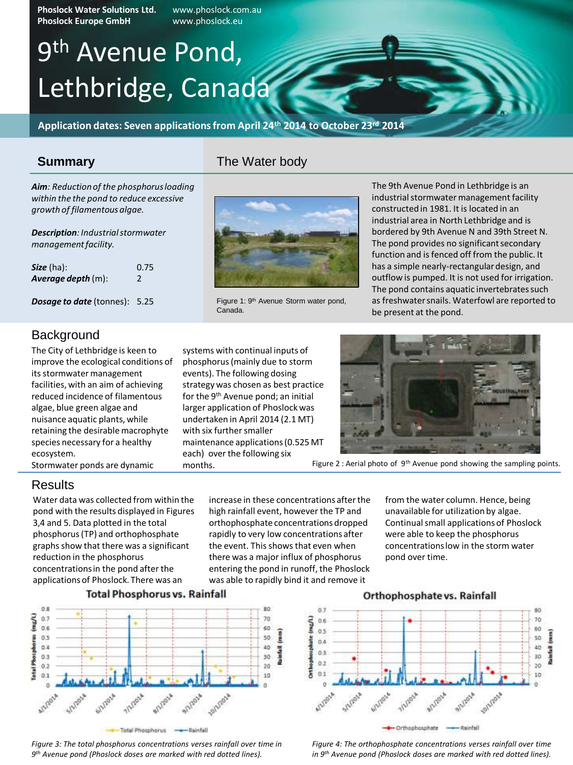Phoslock Water Solutions Ltd. www.phoslock.com.au
Phoslock Europe GmbH www.phoslock.eu

# 9th Avenue Pond, Lethbridge, Canada

**Application dates: Seven applications from April 24th 2014 to October 23rd 2014**

## Summary

***Aim**: Reduction of the phosphorus loading within the the pond to reduce excessive growth of filamentous algae.*

***Description**: Industrial stormwater management facility.*

***Size** (ha): 0.75*
***Average depth** (m): 2*

***Dosage to date** (tonnes): 5.25*

## The Water body

Figure 1: 9th Avenue Storm water pond, Canada.

The 9th Avenue Pond in Lethbridge is an industrial stormwater management facility constructed in 1981. It is located in an industrial area in North Lethbridge and is bordered by 9th Avenue N and 39th Street N. The pond provides no significant secondary function and is fenced off from the public. It has a simple nearly-rectangular design, and outflow is pumped. It is not used for irrigation. The pond contains aquatic invertebrates such as freshwater snails. Waterfowl are reported to be present at the pond.

## Background

The City of Lethbridge is keen to improve the ecological conditions of its stormwater management facilities, with an aim of achieving reduced incidence of filamentous algae, blue green algae and nuisance aquatic plants, while retaining the desirable macrophyte species necessary for a healthy ecosystem.

Stormwater ponds are dynamic systems with continual inputs of phosphorus (mainly due to storm events). The following dosing strategy was chosen as best practice for the 9th Avenue pond; an initial larger application of Phoslock was undertaken in April 2014 (2.1 MT) with six further smaller maintenance applications (0.525 MT each) over the following six months.

Figure 2 : Aerial photo of 9th Avenue pond showing the sampling points.

## Results

Water data was collected from within the pond with the results displayed in Figures 3,4 and 5. Data plotted in the total phosphorus (TP) and orthophosphate graphs show that there was a significant reduction in the phosphorus concentrations in the pond after the applications of Phoslock. There was an increase in these concentrations after the high rainfall event, however the TP and orthophosphate concentrations dropped rapidly to very low concentrations after the event. This shows that even when there was a major influx of phosphorus entering the pond in runoff, the Phoslock was able to rapidly bind it and remove it from the water column. Hence, being unavailable for utilization by algae. Continual small applications of Phoslock were able to keep the phosphorus concentrations low in the storm water pond over time.

*Figure 3: The total phosphorus concentrations verses rainfall over time in 9th Avenue pond (Phoslock doses are marked with red dotted lines).*

*Figure 4: The orthophosphate concentrations verses rainfall over time in 9th Avenue pond (Phoslock doses are marked with red dotted lines).*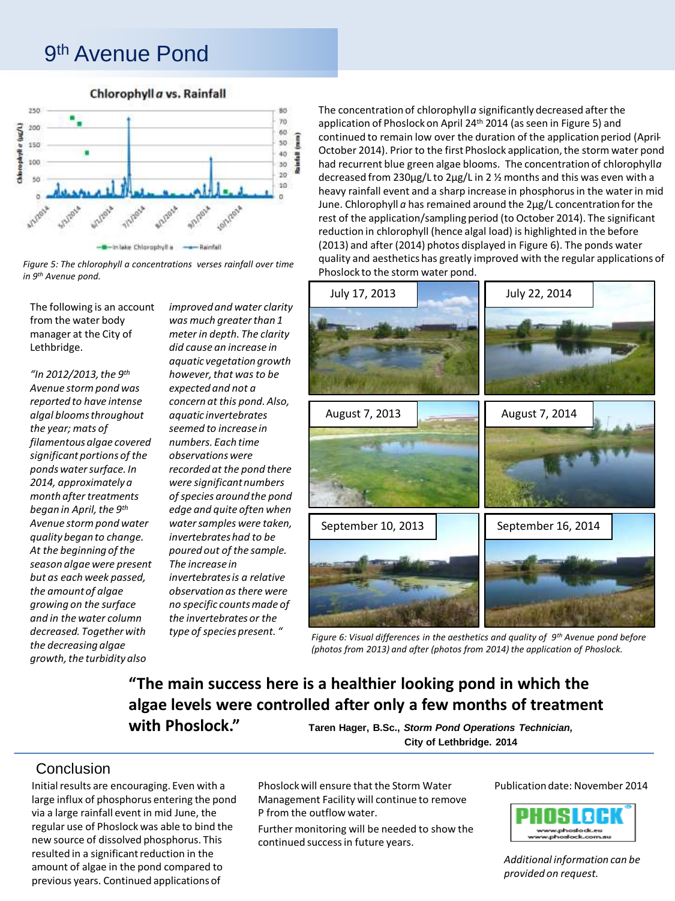# 9th Avenue Pond

Chlorophyll *a* vs. Rainfall

Chlorophyll *a* (µg/L)

250
200
150
100
50
0

Rainfall (mm)

80
70
60
50
40
30
20
10
0

4/1/2014
5/1/2014
6/1/2014
7/1/2014
8/1/2014
9/1/2014
10/1/2014

In lake Chlorophyll a — Rainfall

*Figure 5: The chlorophyll a concentrations verses rainfall over time in 9th Avenue pond.*

The concentration of chlorophyll *a* significantly decreased after the application of Phoslock on April 24th 2014 (as seen in Figure 5) and continued to remain low over the duration of the application period (April-October 2014). Prior to the first Phoslock application, the storm water pond had recurrent blue green algae blooms. The concentration of chlorophyll *a* decreased from 230µg/L to 2µg/L in 2 ½ months and this was even with a heavy rainfall event and a sharp increase in phosphorus in the water in mid June. Chlorophyll *a* has remained around the 2µg/L concentration for the rest of the application/sampling period (to October 2014). The significant reduction in chlorophyll (hence algal load) is highlighted in the before (2013) and after (2014) photos displayed in Figure 6). The ponds water quality and aesthetics has greatly improved with the regular applications of Phoslock to the storm water pond.

The following is an account from the water body manager at the City of Lethbridge.

*"In 2012/2013, the 9th Avenue storm pond was reported to have intense algal blooms throughout the year; mats of filamentous algae covered significant portions of the ponds water surface. In 2014, approximately a month after treatments began in April, the 9th Avenue storm pond water quality began to change. At the beginning of the season algae were present but as each week passed, the amount of algae growing on the surface and in the water column decreased. Together with the decreasing algae growth, the turbidity also improved and water clarity was much greater than 1 meter in depth. The clarity did cause an increase in aquatic vegetation growth however, that was to be expected and not a concern at this pond. Also, aquatic invertebrates seemed to increase in numbers. Each time observations were recorded at the pond there were significant numbers of species around the pond edge and quite often when water samples were taken, invertebrates had to be poured out of the sample. The increase in invertebrates is a relative observation as there were no specific counts made of the invertebrates or the type of species present. "*

July 17, 2013 | July 22, 2014

August 7, 2013 | August 7, 2014

September 10, 2013 | September 16, 2014

*Figure 6: Visual differences in the aesthetics and quality of 9th Avenue pond before (photos from 2013) and after (photos from 2014) the application of Phoslock.*

**"The main success here is a healthier looking pond in which the algae levels were controlled after only a few months of treatment with Phoslock."**

**Taren Hager, B.Sc., *Storm Pond Operations Technician*, City of Lethbridge. 2014**

## Conclusion

Initial results are encouraging. Even with a large influx of phosphorus entering the pond via a large rainfall event in mid June, the regular use of Phoslock was able to bind the new source of dissolved phosphorus. This resulted in a significant reduction in the amount of algae in the pond compared to previous years. Continued applications of Phoslock will ensure that the Storm Water Management Facility will continue to remove P from the outflow water.

Further monitoring will be needed to show the continued success in future years.

Publication date: November 2014

PHOSLOCK
www.phoslock.eu
www.phoslock.com.au

*Additional information can be provided on request.*